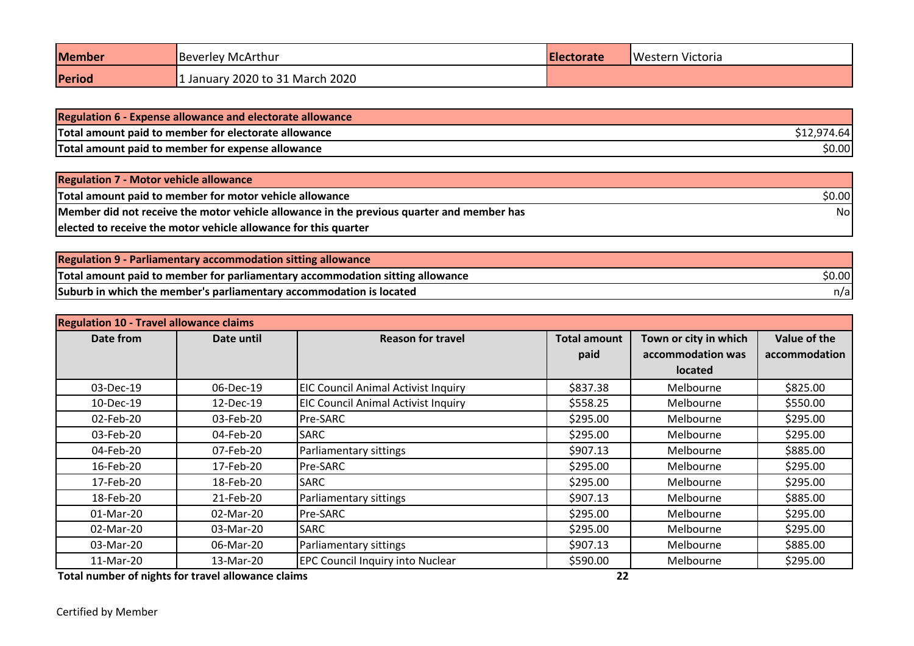| Member | Beverley McArthur | Electorate | Western Victoria |
|---|---|---|---|
| Period | 1 January 2020 to 31 March 2020 | | |

| Regulation 6 - Expense allowance and electorate allowance | |
|---|---|
| Total amount paid to member for electorate allowance | $12,974.64 |
| Total amount paid to member for expense allowance | $0.00 |

| Regulation 7 - Motor vehicle allowance | |
|---|---|
| Total amount paid to member for motor vehicle allowance | $0.00 |
| Member did not receive the motor vehicle allowance in the previous quarter and member has elected to receive the motor vehicle allowance for this quarter | No |

| Regulation 9 - Parliamentary accommodation sitting allowance | |
|---|---|
| Total amount paid to member for parliamentary accommodation sitting allowance | $0.00 |
| Suburb in which the member's parliamentary accommodation is located | n/a |

**Regulation 10 - Travel allowance claims**

| Date from | Date until | Reason for travel | Total amount paid | Town or city in which accommodation was located | Value of the accommodation |
|---|---|---|---|---|---|
| 03-Dec-19 | 06-Dec-19 | EIC Council Animal Activist Inquiry | $837.38 | Melbourne | $825.00 |
| 10-Dec-19 | 12-Dec-19 | EIC Council Animal Activist Inquiry | $558.25 | Melbourne | $550.00 |
| 02-Feb-20 | 03-Feb-20 | Pre-SARC | $295.00 | Melbourne | $295.00 |
| 03-Feb-20 | 04-Feb-20 | SARC | $295.00 | Melbourne | $295.00 |
| 04-Feb-20 | 07-Feb-20 | Parliamentary sittings | $907.13 | Melbourne | $885.00 |
| 16-Feb-20 | 17-Feb-20 | Pre-SARC | $295.00 | Melbourne | $295.00 |
| 17-Feb-20 | 18-Feb-20 | SARC | $295.00 | Melbourne | $295.00 |
| 18-Feb-20 | 21-Feb-20 | Parliamentary sittings | $907.13 | Melbourne | $885.00 |
| 01-Mar-20 | 02-Mar-20 | Pre-SARC | $295.00 | Melbourne | $295.00 |
| 02-Mar-20 | 03-Mar-20 | SARC | $295.00 | Melbourne | $295.00 |
| 03-Mar-20 | 06-Mar-20 | Parliamentary sittings | $907.13 | Melbourne | $885.00 |
| 11-Mar-20 | 13-Mar-20 | EPC Council Inquiry into Nuclear | $590.00 | Melbourne | $295.00 |
| **Total number of nights for travel allowance claims** | | | **22** | | |

Certified by Member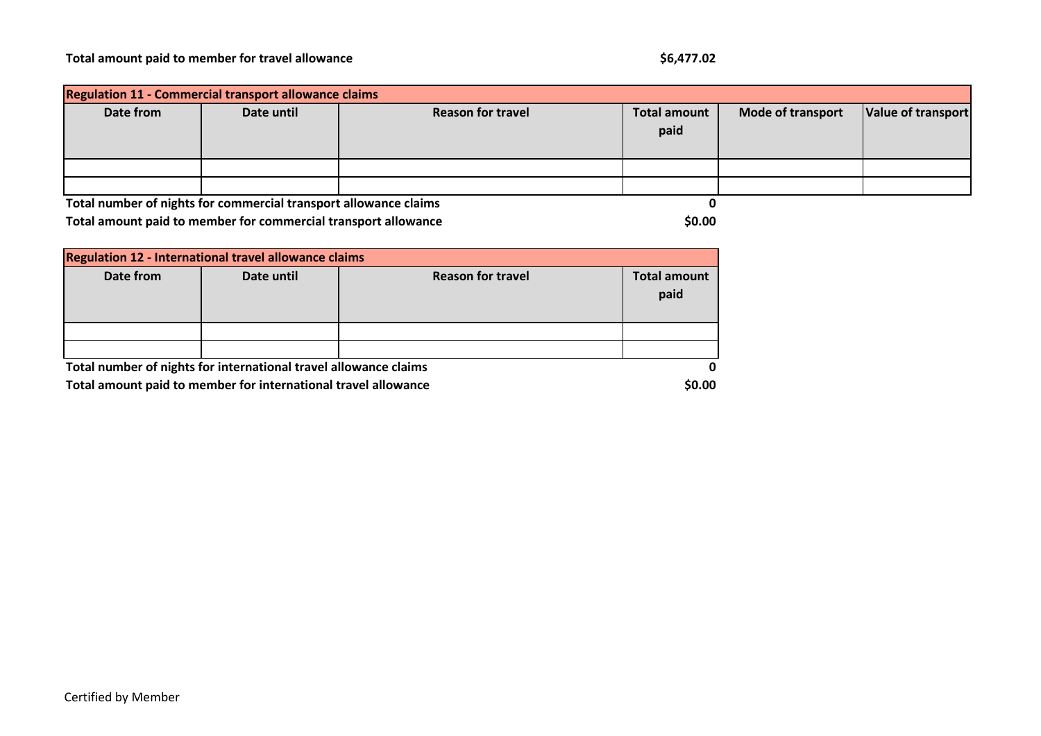**Total amount paid to member for travel allowance** **$6,477.02**

| Regulation 11 - Commercial transport allowance claims | | | | | |
|---|---|---|---|---|---|
| **Date from** | **Date until** | **Reason for travel** | **Total amount paid** | **Mode of transport** | **Value of transport** |
| | | | | | |
| | | | | | |

**Total number of nights for commercial transport allowance claims** **0**

**Total amount paid to member for commercial transport allowance** **$0.00**

| Regulation 12 - International travel allowance claims | | | |
|---|---|---|---|
| **Date from** | **Date until** | **Reason for travel** | **Total amount paid** |
| | | | |
| | | | |

**Total number of nights for international travel allowance claims** **0**

**Total amount paid to member for international travel allowance** **$0.00**

Certified by Member